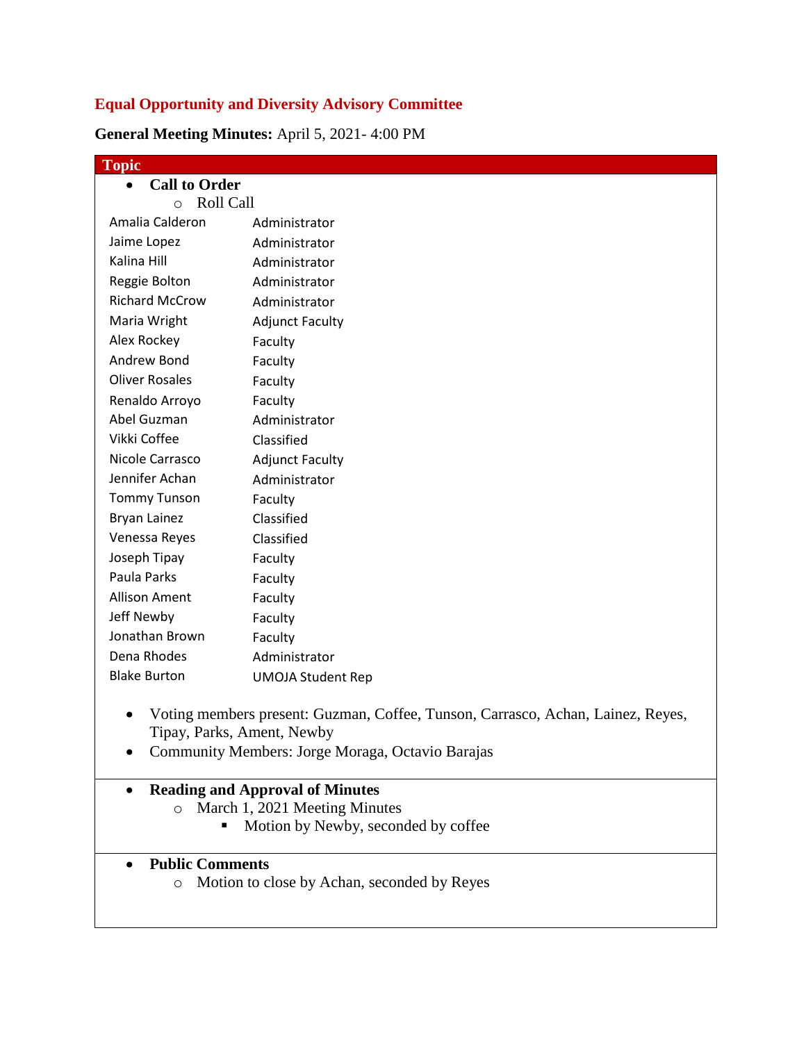## Equal Opportunity and Diversity Advisory Committee

**General Meeting Minutes:** April 5, 2021- 4:00 PM

| Topic |
|---|

- **Call to Order**
  - Roll Call

| | |
|---|---|
| Amalia Calderon | Administrator |
| Jaime Lopez | Administrator |
| Kalina Hill | Administrator |
| Reggie Bolton | Administrator |
| Richard McCrow | Administrator |
| Maria Wright | Adjunct Faculty |
| Alex Rockey | Faculty |
| Andrew Bond | Faculty |
| Oliver Rosales | Faculty |
| Renaldo Arroyo | Faculty |
| Abel Guzman | Administrator |
| Vikki Coffee | Classified |
| Nicole Carrasco | Adjunct Faculty |
| Jennifer Achan | Administrator |
| Tommy Tunson | Faculty |
| Bryan Lainez | Classified |
| Venessa Reyes | Classified |
| Joseph Tipay | Faculty |
| Paula Parks | Faculty |
| Allison Ament | Faculty |
| Jeff Newby | Faculty |
| Jonathan Brown | Faculty |
| Dena Rhodes | Administrator |
| Blake Burton | UMOJA Student Rep |

- Voting members present: Guzman, Coffee, Tunson, Carrasco, Achan, Lainez, Reyes, Tipay, Parks, Ament, Newby
- Community Members: Jorge Moraga, Octavio Barajas

- **Reading and Approval of Minutes**
  - March 1, 2021 Meeting Minutes
    - Motion by Newby, seconded by coffee

- **Public Comments**
  - Motion to close by Achan, seconded by Reyes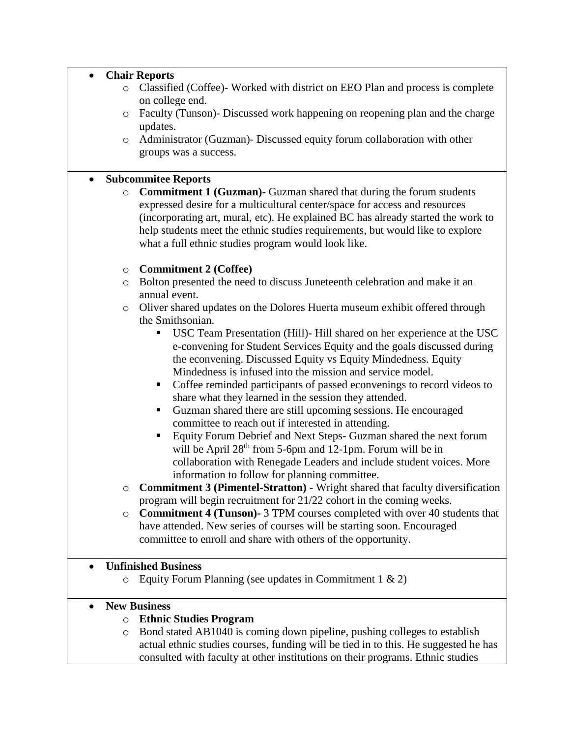- **Chair Reports**
    - Classified (Coffee)- Worked with district on EEO Plan and process is complete on college end.
    - Faculty (Tunson)- Discussed work happening on reopening plan and the charge updates.
    - Administrator (Guzman)- Discussed equity forum collaboration with other groups was a success.

- **Subcommitee Reports**
    - **Commitment 1 (Guzman)-** Guzman shared that during the forum students expressed desire for a multicultural center/space for access and resources (incorporating art, mural, etc). He explained BC has already started the work to help students meet the ethnic studies requirements, but would like to explore what a full ethnic studies program would look like.

    - **Commitment 2 (Coffee)**
    - Bolton presented the need to discuss Juneteenth celebration and make it an annual event.
    - Oliver shared updates on the Dolores Huerta museum exhibit offered through the Smithsonian.
        - USC Team Presentation (Hill)- Hill shared on her experience at the USC e-convening for Student Services Equity and the goals discussed during the econvening. Discussed Equity vs Equity Mindedness. Equity Mindedness is infused into the mission and service model.
        - Coffee reminded participants of passed econvenings to record videos to share what they learned in the session they attended.
        - Guzman shared there are still upcoming sessions. He encouraged committee to reach out if interested in attending.
        - Equity Forum Debrief and Next Steps- Guzman shared the next forum will be April 28th from 5-6pm and 12-1pm. Forum will be in collaboration with Renegade Leaders and include student voices. More information to follow for planning committee.
    - **Commitment 3 (Pimentel-Stratton)** - Wright shared that faculty diversification program will begin recruitment for 21/22 cohort in the coming weeks.
    - **Commitment 4 (Tunson)-** 3 TPM courses completed with over 40 students that have attended. New series of courses will be starting soon. Encouraged committee to enroll and share with others of the opportunity.

- **Unfinished Business**
    - Equity Forum Planning (see updates in Commitment 1 & 2)

- **New Business**
    - **Ethnic Studies Program**
    - Bond stated AB1040 is coming down pipeline, pushing colleges to establish actual ethnic studies courses, funding will be tied in to this. He suggested he has consulted with faculty at other institutions on their programs. Ethnic studies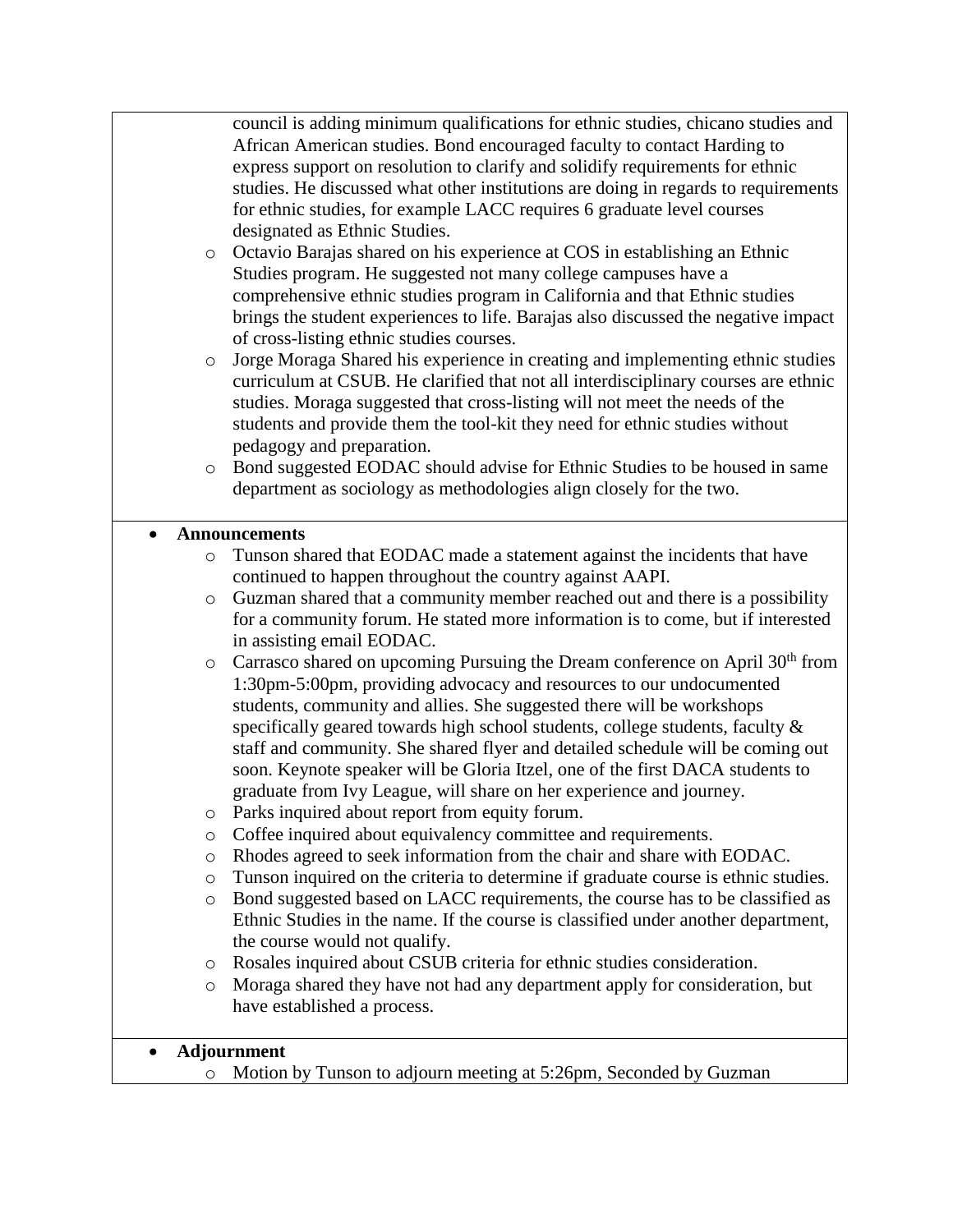council is adding minimum qualifications for ethnic studies, chicano studies and African American studies. Bond encouraged faculty to contact Harding to express support on resolution to clarify and solidify requirements for ethnic studies. He discussed what other institutions are doing in regards to requirements for ethnic studies, for example LACC requires 6 graduate level courses designated as Ethnic Studies.

- Octavio Barajas shared on his experience at COS in establishing an Ethnic Studies program. He suggested not many college campuses have a comprehensive ethnic studies program in California and that Ethnic studies brings the student experiences to life. Barajas also discussed the negative impact of cross-listing ethnic studies courses.
- Jorge Moraga Shared his experience in creating and implementing ethnic studies curriculum at CSUB. He clarified that not all interdisciplinary courses are ethnic studies. Moraga suggested that cross-listing will not meet the needs of the students and provide them the tool-kit they need for ethnic studies without pedagogy and preparation.
- Bond suggested EODAC should advise for Ethnic Studies to be housed in same department as sociology as methodologies align closely for the two.

- **Announcements**
  - Tunson shared that EODAC made a statement against the incidents that have continued to happen throughout the country against AAPI.
  - Guzman shared that a community member reached out and there is a possibility for a community forum. He stated more information is to come, but if interested in assisting email EODAC.
  - Carrasco shared on upcoming Pursuing the Dream conference on April 30th from 1:30pm-5:00pm, providing advocacy and resources to our undocumented students, community and allies. She suggested there will be workshops specifically geared towards high school students, college students, faculty & staff and community. She shared flyer and detailed schedule will be coming out soon. Keynote speaker will be Gloria Itzel, one of the first DACA students to graduate from Ivy League, will share on her experience and journey.
  - Parks inquired about report from equity forum.
  - Coffee inquired about equivalency committee and requirements.
  - Rhodes agreed to seek information from the chair and share with EODAC.
  - Tunson inquired on the criteria to determine if graduate course is ethnic studies.
  - Bond suggested based on LACC requirements, the course has to be classified as Ethnic Studies in the name. If the course is classified under another department, the course would not qualify.
  - Rosales inquired about CSUB criteria for ethnic studies consideration.
  - Moraga shared they have not had any department apply for consideration, but have established a process.

- **Adjournment**
  - Motion by Tunson to adjourn meeting at 5:26pm, Seconded by Guzman